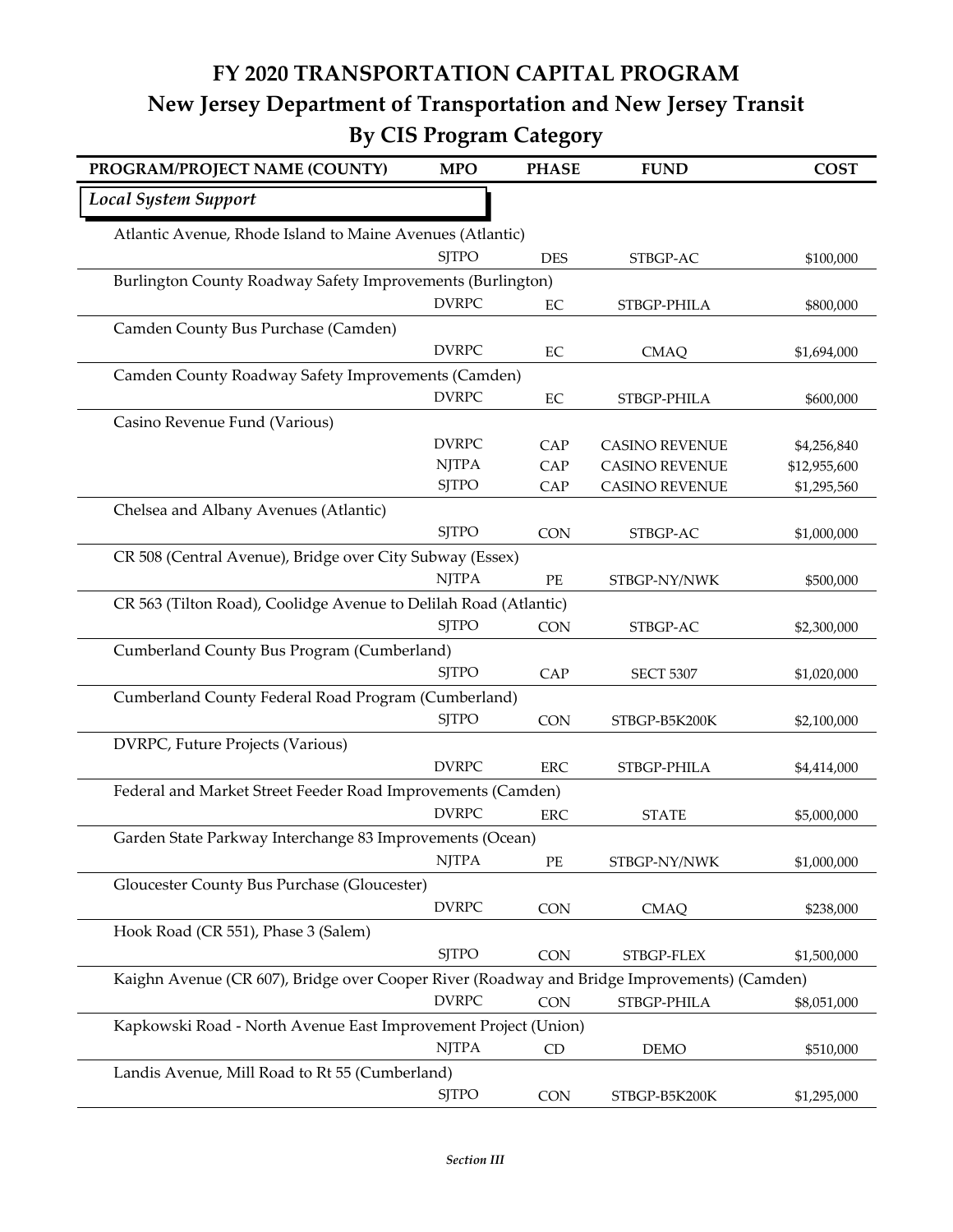# FY 2020 TRANSPORTATION CAPITAL PROGRAM

## New Jersey Department of Transportation and New Jersey Transit

## By CIS Program Category

| PROGRAM/PROJECT NAME (COUNTY) | MPO | PHASE | FUND | COST |
|---|---|---|---|---|
| ***Local System Support*** | | | | |
| Atlantic Avenue, Rhode Island to Maine Avenues (Atlantic) | | | | |
| | SJTPO | DES | STBGP-AC | $100,000 |
| Burlington County Roadway Safety Improvements (Burlington) | | | | |
| | DVRPC | EC | STBGP-PHILA | $800,000 |
| Camden County Bus Purchase (Camden) | | | | |
| | DVRPC | EC | CMAQ | $1,694,000 |
| Camden County Roadway Safety Improvements (Camden) | | | | |
| | DVRPC | EC | STBGP-PHILA | $600,000 |
| Casino Revenue Fund (Various) | | | | |
| | DVRPC | CAP | CASINO REVENUE | $4,256,840 |
| | NJTPA | CAP | CASINO REVENUE | $12,955,600 |
| | SJTPO | CAP | CASINO REVENUE | $1,295,560 |
| Chelsea and Albany Avenues (Atlantic) | | | | |
| | SJTPO | CON | STBGP-AC | $1,000,000 |
| CR 508 (Central Avenue), Bridge over City Subway (Essex) | | | | |
| | NJTPA | PE | STBGP-NY/NWK | $500,000 |
| CR 563 (Tilton Road), Coolidge Avenue to Delilah Road (Atlantic) | | | | |
| | SJTPO | CON | STBGP-AC | $2,300,000 |
| Cumberland County Bus Program (Cumberland) | | | | |
| | SJTPO | CAP | SECT 5307 | $1,020,000 |
| Cumberland County Federal Road Program (Cumberland) | | | | |
| | SJTPO | CON | STBGP-B5K200K | $2,100,000 |
| DVRPC, Future Projects (Various) | | | | |
| | DVRPC | ERC | STBGP-PHILA | $4,414,000 |
| Federal and Market Street Feeder Road Improvements (Camden) | | | | |
| | DVRPC | ERC | STATE | $5,000,000 |
| Garden State Parkway Interchange 83 Improvements (Ocean) | | | | |
| | NJTPA | PE | STBGP-NY/NWK | $1,000,000 |
| Gloucester County Bus Purchase (Gloucester) | | | | |
| | DVRPC | CON | CMAQ | $238,000 |
| Hook Road (CR 551), Phase 3 (Salem) | | | | |
| | SJTPO | CON | STBGP-FLEX | $1,500,000 |
| Kaighn Avenue (CR 607), Bridge over Cooper River (Roadway and Bridge Improvements) (Camden) | | | | |
| | DVRPC | CON | STBGP-PHILA | $8,051,000 |
| Kapkowski Road - North Avenue East Improvement Project (Union) | | | | |
| | NJTPA | CD | DEMO | $510,000 |
| Landis Avenue, Mill Road to Rt 55 (Cumberland) | | | | |
| | SJTPO | CON | STBGP-B5K200K | $1,295,000 |

*Section III*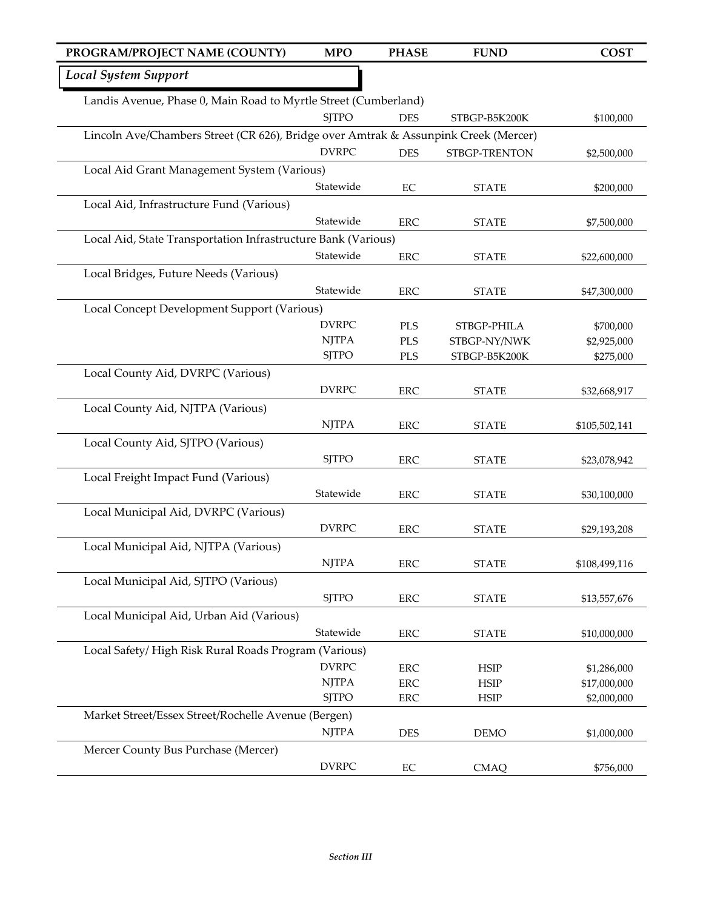| PROGRAM/PROJECT NAME (COUNTY) | MPO | PHASE | FUND | COST |
|---|---|---|---|---|
| ***Local System Support*** | | | | |
| Landis Avenue, Phase 0, Main Road to Myrtle Street (Cumberland) | | | | |
| | SJTPO | DES | STBGP-B5K200K | $100,000 |
| Lincoln Ave/Chambers Street (CR 626), Bridge over Amtrak & Assunpink Creek (Mercer) | | | | |
| | DVRPC | DES | STBGP-TRENTON | $2,500,000 |
| Local Aid Grant Management System (Various) | | | | |
| | Statewide | EC | STATE | $200,000 |
| Local Aid, Infrastructure Fund (Various) | | | | |
| | Statewide | ERC | STATE | $7,500,000 |
| Local Aid, State Transportation Infrastructure Bank (Various) | | | | |
| | Statewide | ERC | STATE | $22,600,000 |
| Local Bridges, Future Needs (Various) | | | | |
| | Statewide | ERC | STATE | $47,300,000 |
| Local Concept Development Support (Various) | | | | |
| | DVRPC | PLS | STBGP-PHILA | $700,000 |
| | NJTPA | PLS | STBGP-NY/NWK | $2,925,000 |
| | SJTPO | PLS | STBGP-B5K200K | $275,000 |
| Local County Aid, DVRPC (Various) | | | | |
| | DVRPC | ERC | STATE | $32,668,917 |
| Local County Aid, NJTPA (Various) | | | | |
| | NJTPA | ERC | STATE | $105,502,141 |
| Local County Aid, SJTPO (Various) | | | | |
| | SJTPO | ERC | STATE | $23,078,942 |
| Local Freight Impact Fund (Various) | | | | |
| | Statewide | ERC | STATE | $30,100,000 |
| Local Municipal Aid, DVRPC (Various) | | | | |
| | DVRPC | ERC | STATE | $29,193,208 |
| Local Municipal Aid, NJTPA (Various) | | | | |
| | NJTPA | ERC | STATE | $108,499,116 |
| Local Municipal Aid, SJTPO (Various) | | | | |
| | SJTPO | ERC | STATE | $13,557,676 |
| Local Municipal Aid, Urban Aid (Various) | | | | |
| | Statewide | ERC | STATE | $10,000,000 |
| Local Safety/ High Risk Rural Roads Program (Various) | | | | |
| | DVRPC | ERC | HSIP | $1,286,000 |
| | NJTPA | ERC | HSIP | $17,000,000 |
| | SJTPO | ERC | HSIP | $2,000,000 |
| Market Street/Essex Street/Rochelle Avenue (Bergen) | | | | |
| | NJTPA | DES | DEMO | $1,000,000 |
| Mercer County Bus Purchase (Mercer) | | | | |
| | DVRPC | EC | CMAQ | $756,000 |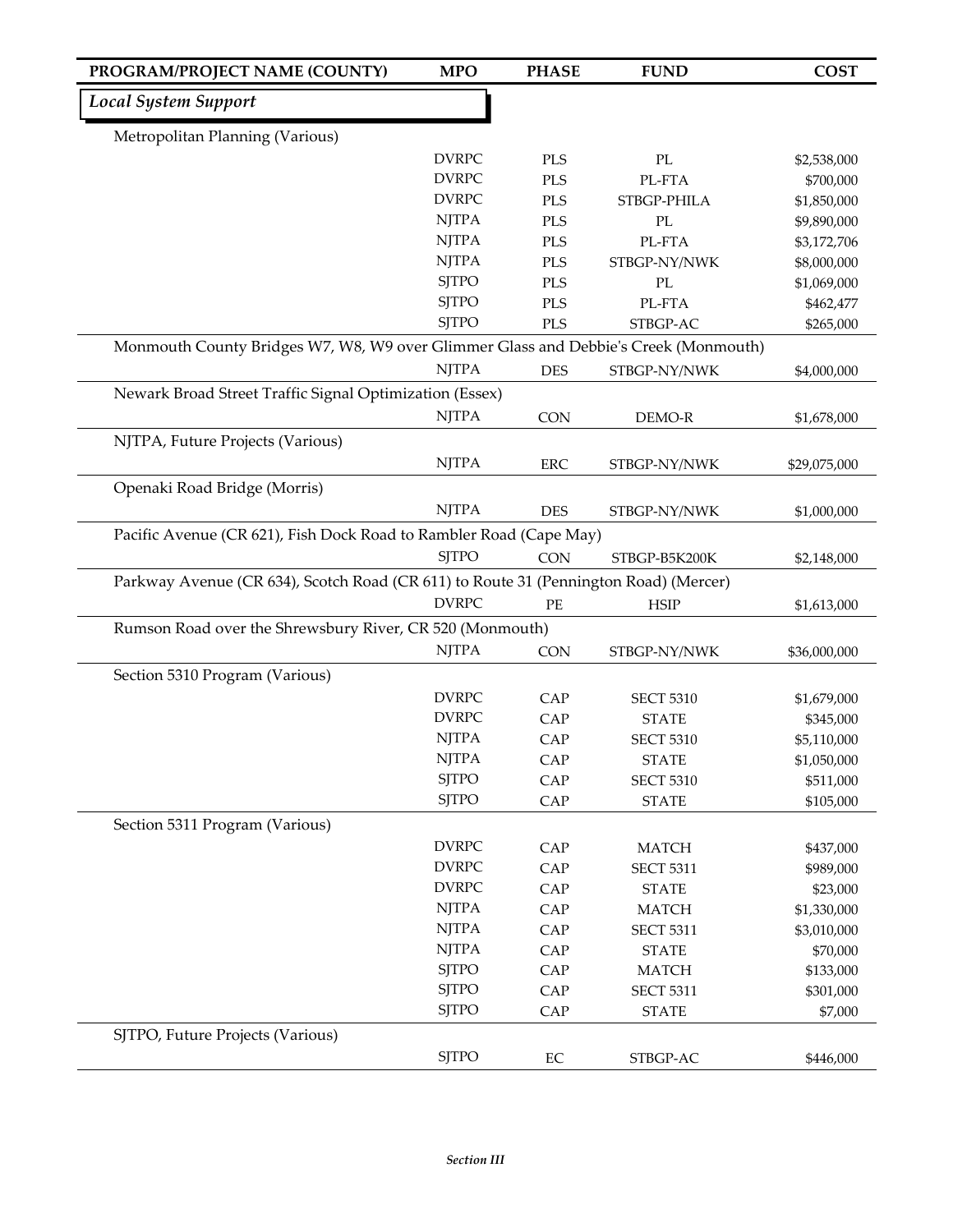| PROGRAM/PROJECT NAME (COUNTY) | MPO | PHASE | FUND | COST |
|---|---|---|---|---|
| ***Local System Support*** | | | | |
| Metropolitan Planning (Various) | | | | |
| | DVRPC | PLS | PL | $2,538,000 |
| | DVRPC | PLS | PL-FTA | $700,000 |
| | DVRPC | PLS | STBGP-PHILA | $1,850,000 |
| | NJTPA | PLS | PL | $9,890,000 |
| | NJTPA | PLS | PL-FTA | $3,172,706 |
| | NJTPA | PLS | STBGP-NY/NWK | $8,000,000 |
| | SJTPO | PLS | PL | $1,069,000 |
| | SJTPO | PLS | PL-FTA | $462,477 |
| | SJTPO | PLS | STBGP-AC | $265,000 |
| Monmouth County Bridges W7, W8, W9 over Glimmer Glass and Debbie's Creek (Monmouth) | | | | |
| | NJTPA | DES | STBGP-NY/NWK | $4,000,000 |
| Newark Broad Street Traffic Signal Optimization (Essex) | | | | |
| | NJTPA | CON | DEMO-R | $1,678,000 |
| NJTPA, Future Projects (Various) | | | | |
| | NJTPA | ERC | STBGP-NY/NWK | $29,075,000 |
| Openaki Road Bridge (Morris) | | | | |
| | NJTPA | DES | STBGP-NY/NWK | $1,000,000 |
| Pacific Avenue (CR 621), Fish Dock Road to Rambler Road (Cape May) | | | | |
| | SJTPO | CON | STBGP-B5K200K | $2,148,000 |
| Parkway Avenue (CR 634), Scotch Road (CR 611) to Route 31 (Pennington Road) (Mercer) | | | | |
| | DVRPC | PE | HSIP | $1,613,000 |
| Rumson Road over the Shrewsbury River, CR 520 (Monmouth) | | | | |
| | NJTPA | CON | STBGP-NY/NWK | $36,000,000 |
| Section 5310 Program (Various) | | | | |
| | DVRPC | CAP | SECT 5310 | $1,679,000 |
| | DVRPC | CAP | STATE | $345,000 |
| | NJTPA | CAP | SECT 5310 | $5,110,000 |
| | NJTPA | CAP | STATE | $1,050,000 |
| | SJTPO | CAP | SECT 5310 | $511,000 |
| | SJTPO | CAP | STATE | $105,000 |
| Section 5311 Program (Various) | | | | |
| | DVRPC | CAP | MATCH | $437,000 |
| | DVRPC | CAP | SECT 5311 | $989,000 |
| | DVRPC | CAP | STATE | $23,000 |
| | NJTPA | CAP | MATCH | $1,330,000 |
| | NJTPA | CAP | SECT 5311 | $3,010,000 |
| | NJTPA | CAP | STATE | $70,000 |
| | SJTPO | CAP | MATCH | $133,000 |
| | SJTPO | CAP | SECT 5311 | $301,000 |
| | SJTPO | CAP | STATE | $7,000 |
| SJTPO, Future Projects (Various) | | | | |
| | SJTPO | EC | STBGP-AC | $446,000 |

*Section III*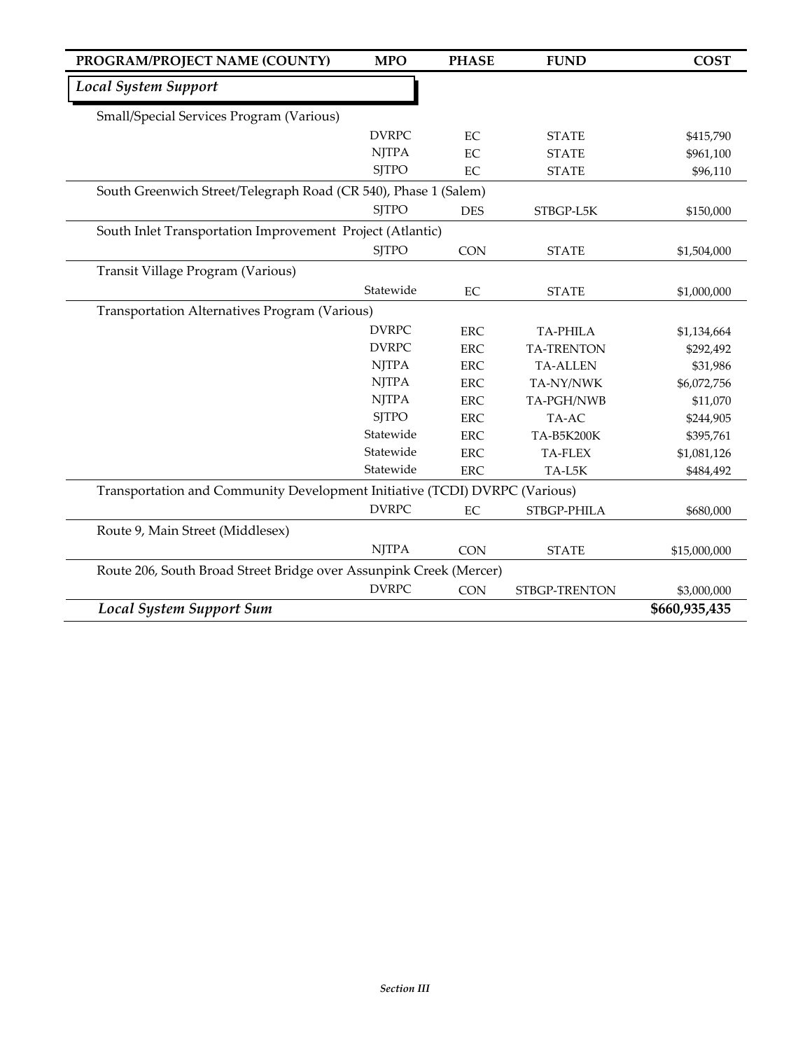| PROGRAM/PROJECT NAME (COUNTY) | MPO | PHASE | FUND | COST |
|---|---|---|---|---|
| ***Local System Support*** | | | | |
| Small/Special Services Program (Various) | | | | |
| | DVRPC | EC | STATE | $415,790 |
| | NJTPA | EC | STATE | $961,100 |
| | SJTPO | EC | STATE | $96,110 |
| South Greenwich Street/Telegraph Road (CR 540), Phase 1 (Salem) | | | | |
| | SJTPO | DES | STBGP-L5K | $150,000 |
| South Inlet Transportation Improvement Project (Atlantic) | | | | |
| | SJTPO | CON | STATE | $1,504,000 |
| Transit Village Program (Various) | | | | |
| | Statewide | EC | STATE | $1,000,000 |
| Transportation Alternatives Program (Various) | | | | |
| | DVRPC | ERC | TA-PHILA | $1,134,664 |
| | DVRPC | ERC | TA-TRENTON | $292,492 |
| | NJTPA | ERC | TA-ALLEN | $31,986 |
| | NJTPA | ERC | TA-NY/NWK | $6,072,756 |
| | NJTPA | ERC | TA-PGH/NWB | $11,070 |
| | SJTPO | ERC | TA-AC | $244,905 |
| | Statewide | ERC | TA-B5K200K | $395,761 |
| | Statewide | ERC | TA-FLEX | $1,081,126 |
| | Statewide | ERC | TA-L5K | $484,492 |
| Transportation and Community Development Initiative (TCDI) DVRPC (Various) | | | | |
| | DVRPC | EC | STBGP-PHILA | $680,000 |
| Route 9, Main Street (Middlesex) | | | | |
| | NJTPA | CON | STATE | $15,000,000 |
| Route 206, South Broad Street Bridge over Assunpink Creek (Mercer) | | | | |
| | DVRPC | CON | STBGP-TRENTON | $3,000,000 |
| ***Local System Support Sum*** | | | | **$660,935,435** |

*Section III*